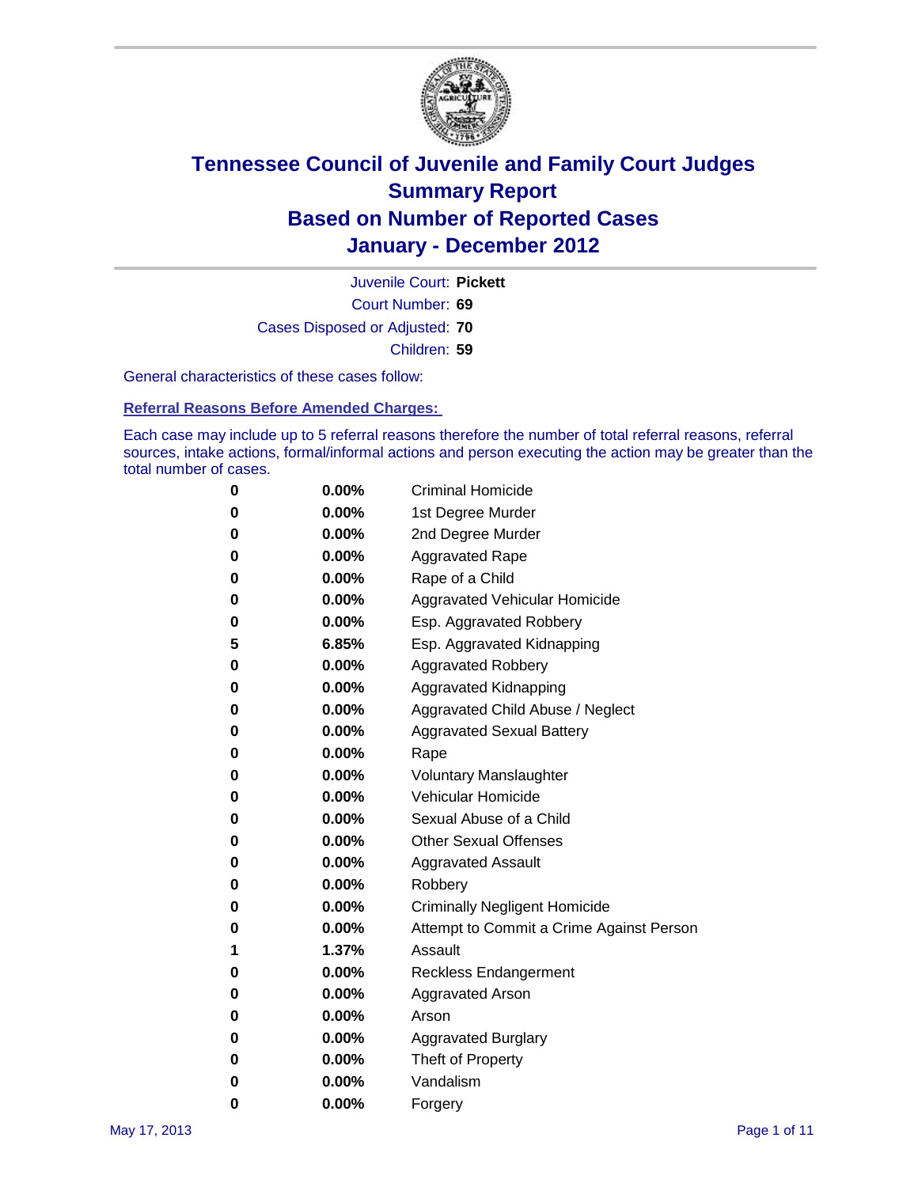# Tennessee Council of Juvenile and Family Court Judges
## Summary Report
## Based on Number of Reported Cases
## January - December 2012

Juvenile Court: **Pickett**

Court Number: **69**

Cases Disposed or Adjusted: **70**

Children: **59**

General characteristics of these cases follow:

**Referral Reasons Before Amended Charges:**

Each case may include up to 5 referral reasons therefore the number of total referral reasons, referral sources, intake actions, formal/informal actions and person executing the action may be greater than the total number of cases.

| | | |
|---|---|---|
| 0 | 0.00% | Criminal Homicide |
| 0 | 0.00% | 1st Degree Murder |
| 0 | 0.00% | 2nd Degree Murder |
| 0 | 0.00% | Aggravated Rape |
| 0 | 0.00% | Rape of a Child |
| 0 | 0.00% | Aggravated Vehicular Homicide |
| 0 | 0.00% | Esp. Aggravated Robbery |
| 5 | 6.85% | Esp. Aggravated Kidnapping |
| 0 | 0.00% | Aggravated Robbery |
| 0 | 0.00% | Aggravated Kidnapping |
| 0 | 0.00% | Aggravated Child Abuse / Neglect |
| 0 | 0.00% | Aggravated Sexual Battery |
| 0 | 0.00% | Rape |
| 0 | 0.00% | Voluntary Manslaughter |
| 0 | 0.00% | Vehicular Homicide |
| 0 | 0.00% | Sexual Abuse of a Child |
| 0 | 0.00% | Other Sexual Offenses |
| 0 | 0.00% | Aggravated Assault |
| 0 | 0.00% | Robbery |
| 0 | 0.00% | Criminally Negligent Homicide |
| 0 | 0.00% | Attempt to Commit a Crime Against Person |
| 1 | 1.37% | Assault |
| 0 | 0.00% | Reckless Endangerment |
| 0 | 0.00% | Aggravated Arson |
| 0 | 0.00% | Arson |
| 0 | 0.00% | Aggravated Burglary |
| 0 | 0.00% | Theft of Property |
| 0 | 0.00% | Vandalism |
| 0 | 0.00% | Forgery |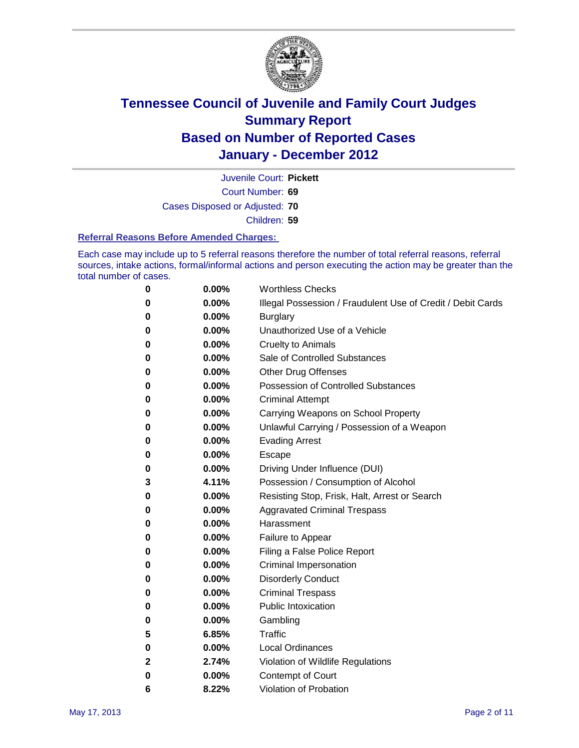# Tennessee Council of Juvenile and Family Court Judges
## Summary Report
## Based on Number of Reported Cases
## January - December 2012

Juvenile Court: **Pickett**

Court Number: **69**

Cases Disposed or Adjusted: **70**

Children: **59**

### Referral Reasons Before Amended Charges:

Each case may include up to 5 referral reasons therefore the number of total referral reasons, referral sources, intake actions, formal/informal actions and person executing the action may be greater than the total number of cases.

| | | |
|---|---|---|
| 0 | 0.00% | Worthless Checks |
| 0 | 0.00% | Illegal Possession / Fraudulent Use of Credit / Debit Cards |
| 0 | 0.00% | Burglary |
| 0 | 0.00% | Unauthorized Use of a Vehicle |
| 0 | 0.00% | Cruelty to Animals |
| 0 | 0.00% | Sale of Controlled Substances |
| 0 | 0.00% | Other Drug Offenses |
| 0 | 0.00% | Possession of Controlled Substances |
| 0 | 0.00% | Criminal Attempt |
| 0 | 0.00% | Carrying Weapons on School Property |
| 0 | 0.00% | Unlawful Carrying / Possession of a Weapon |
| 0 | 0.00% | Evading Arrest |
| 0 | 0.00% | Escape |
| 0 | 0.00% | Driving Under Influence (DUI) |
| 3 | 4.11% | Possession / Consumption of Alcohol |
| 0 | 0.00% | Resisting Stop, Frisk, Halt, Arrest or Search |
| 0 | 0.00% | Aggravated Criminal Trespass |
| 0 | 0.00% | Harassment |
| 0 | 0.00% | Failure to Appear |
| 0 | 0.00% | Filing a False Police Report |
| 0 | 0.00% | Criminal Impersonation |
| 0 | 0.00% | Disorderly Conduct |
| 0 | 0.00% | Criminal Trespass |
| 0 | 0.00% | Public Intoxication |
| 0 | 0.00% | Gambling |
| 5 | 6.85% | Traffic |
| 0 | 0.00% | Local Ordinances |
| 2 | 2.74% | Violation of Wildlife Regulations |
| 0 | 0.00% | Contempt of Court |
| 6 | 8.22% | Violation of Probation |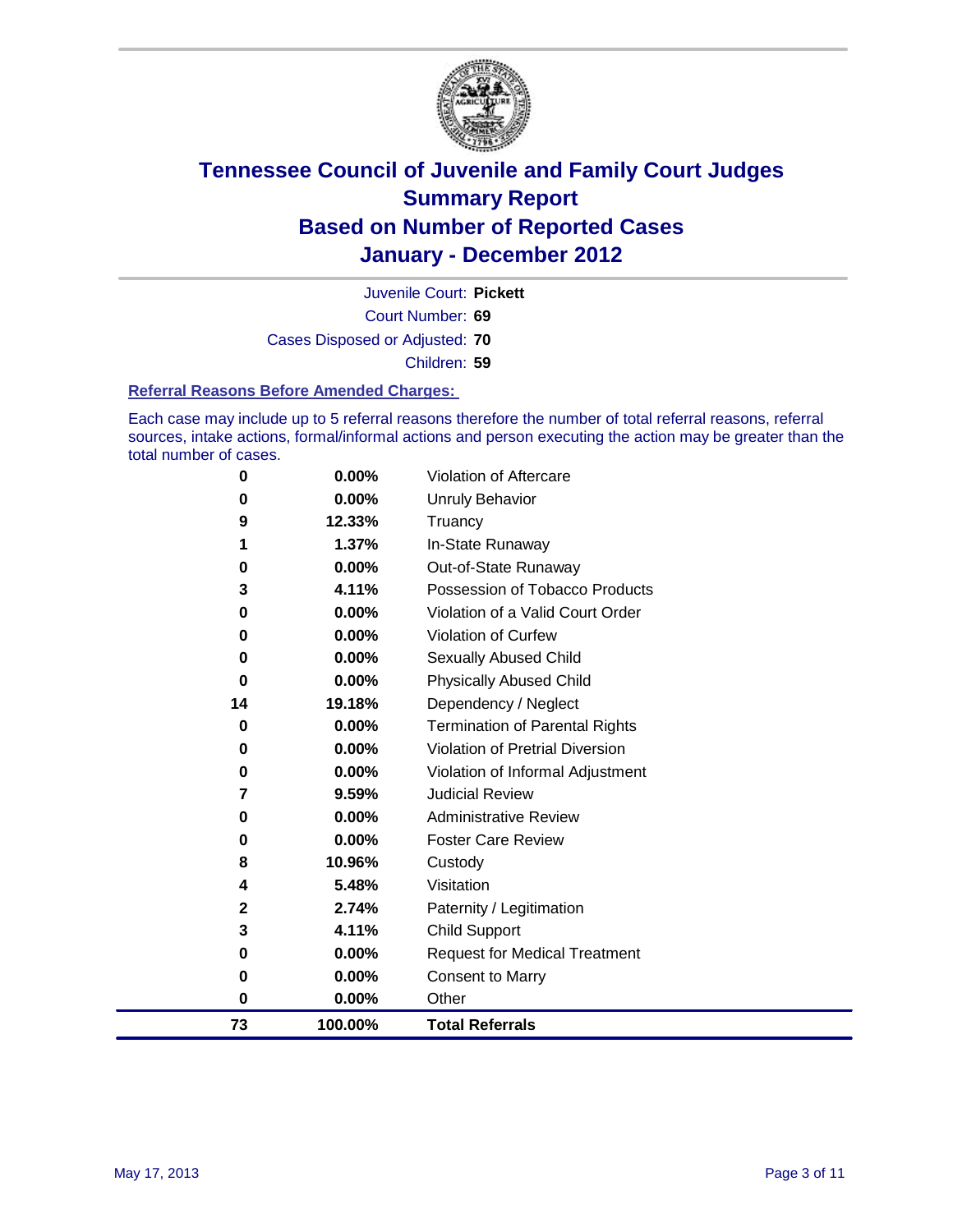# Tennessee Council of Juvenile and Family Court Judges
# Summary Report
# Based on Number of Reported Cases
# January - December 2012

Juvenile Court: **Pickett**

Court Number: **69**

Cases Disposed or Adjusted: **70**

Children: **59**

### Referral Reasons Before Amended Charges:

Each case may include up to 5 referral reasons therefore the number of total referral reasons, referral sources, intake actions, formal/informal actions and person executing the action may be greater than the total number of cases.

| Count | Percent | Referral Reason |
|---|---|---|
| 0 | 0.00% | Violation of Aftercare |
| 0 | 0.00% | Unruly Behavior |
| 9 | 12.33% | Truancy |
| 1 | 1.37% | In-State Runaway |
| 0 | 0.00% | Out-of-State Runaway |
| 3 | 4.11% | Possession of Tobacco Products |
| 0 | 0.00% | Violation of a Valid Court Order |
| 0 | 0.00% | Violation of Curfew |
| 0 | 0.00% | Sexually Abused Child |
| 0 | 0.00% | Physically Abused Child |
| 14 | 19.18% | Dependency / Neglect |
| 0 | 0.00% | Termination of Parental Rights |
| 0 | 0.00% | Violation of Pretrial Diversion |
| 0 | 0.00% | Violation of Informal Adjustment |
| 7 | 9.59% | Judicial Review |
| 0 | 0.00% | Administrative Review |
| 0 | 0.00% | Foster Care Review |
| 8 | 10.96% | Custody |
| 4 | 5.48% | Visitation |
| 2 | 2.74% | Paternity / Legitimation |
| 3 | 4.11% | Child Support |
| 0 | 0.00% | Request for Medical Treatment |
| 0 | 0.00% | Consent to Marry |
| 0 | 0.00% | Other |
| **73** | **100.00%** | **Total Referrals** |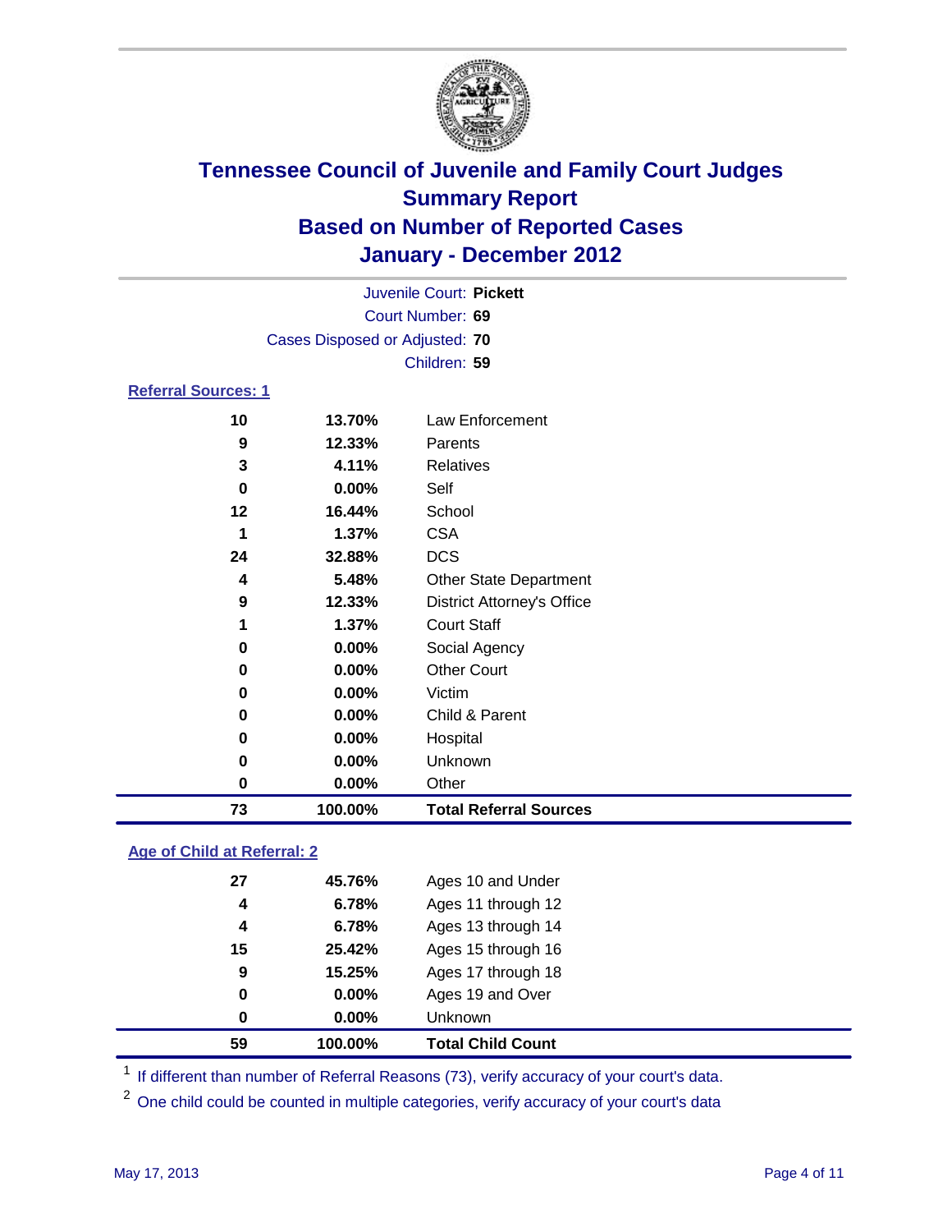# Tennessee Council of Juvenile and Family Court Judges
## Summary Report
## Based on Number of Reported Cases
## January - December 2012

Juvenile Court: **Pickett**
Court Number: **69**
Cases Disposed or Adjusted: **70**
Children: **59**

### Referral Sources: 1

| | | |
|---|---|---|
| 10 | 13.70% | Law Enforcement |
| 9 | 12.33% | Parents |
| 3 | 4.11% | Relatives |
| 0 | 0.00% | Self |
| 12 | 16.44% | School |
| 1 | 1.37% | CSA |
| 24 | 32.88% | DCS |
| 4 | 5.48% | Other State Department |
| 9 | 12.33% | District Attorney's Office |
| 1 | 1.37% | Court Staff |
| 0 | 0.00% | Social Agency |
| 0 | 0.00% | Other Court |
| 0 | 0.00% | Victim |
| 0 | 0.00% | Child & Parent |
| 0 | 0.00% | Hospital |
| 0 | 0.00% | Unknown |
| 0 | 0.00% | Other |
| **73** | **100.00%** | **Total Referral Sources** |

### Age of Child at Referral: 2

| | | |
|---|---|---|
| 27 | 45.76% | Ages 10 and Under |
| 4 | 6.78% | Ages 11 through 12 |
| 4 | 6.78% | Ages 13 through 14 |
| 15 | 25.42% | Ages 15 through 16 |
| 9 | 15.25% | Ages 17 through 18 |
| 0 | 0.00% | Ages 19 and Over |
| 0 | 0.00% | Unknown |
| **59** | **100.00%** | **Total Child Count** |

[1] If different than number of Referral Reasons (73), verify accuracy of your court's data.

[2] One child could be counted in multiple categories, verify accuracy of your court's data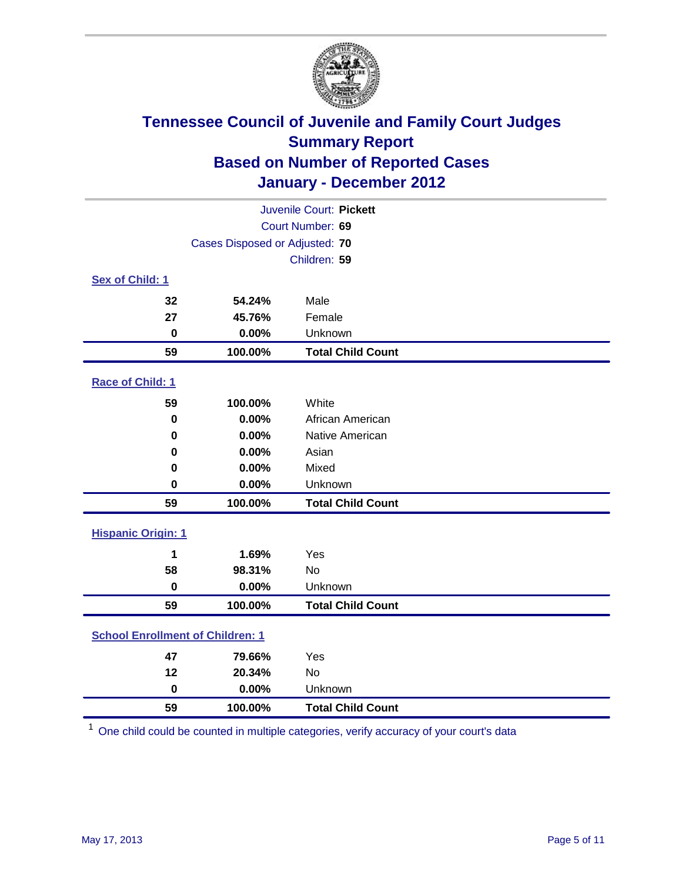# Tennessee Council of Juvenile and Family Court Judges
## Summary Report
## Based on Number of Reported Cases
## January - December 2012

Juvenile Court: **Pickett**
Court Number: **69**
Cases Disposed or Adjusted: **70**
Children: **59**

### Sex of Child: 1

| | | |
|---|---|---|
| **32** | **54.24%** | Male |
| **27** | **45.76%** | Female |
| **0** | **0.00%** | Unknown |
| **59** | **100.00%** | **Total Child Count** |

### Race of Child: 1

| | | |
|---|---|---|
| **59** | **100.00%** | White |
| **0** | **0.00%** | African American |
| **0** | **0.00%** | Native American |
| **0** | **0.00%** | Asian |
| **0** | **0.00%** | Mixed |
| **0** | **0.00%** | Unknown |
| **59** | **100.00%** | **Total Child Count** |

### Hispanic Origin: 1

| | | |
|---|---|---|
| **1** | **1.69%** | Yes |
| **58** | **98.31%** | No |
| **0** | **0.00%** | Unknown |
| **59** | **100.00%** | **Total Child Count** |

### School Enrollment of Children: 1

| | | |
|---|---|---|
| **47** | **79.66%** | Yes |
| **12** | **20.34%** | No |
| **0** | **0.00%** | Unknown |
| **59** | **100.00%** | **Total Child Count** |

[1] One child could be counted in multiple categories, verify accuracy of your court's data

May 17, 2013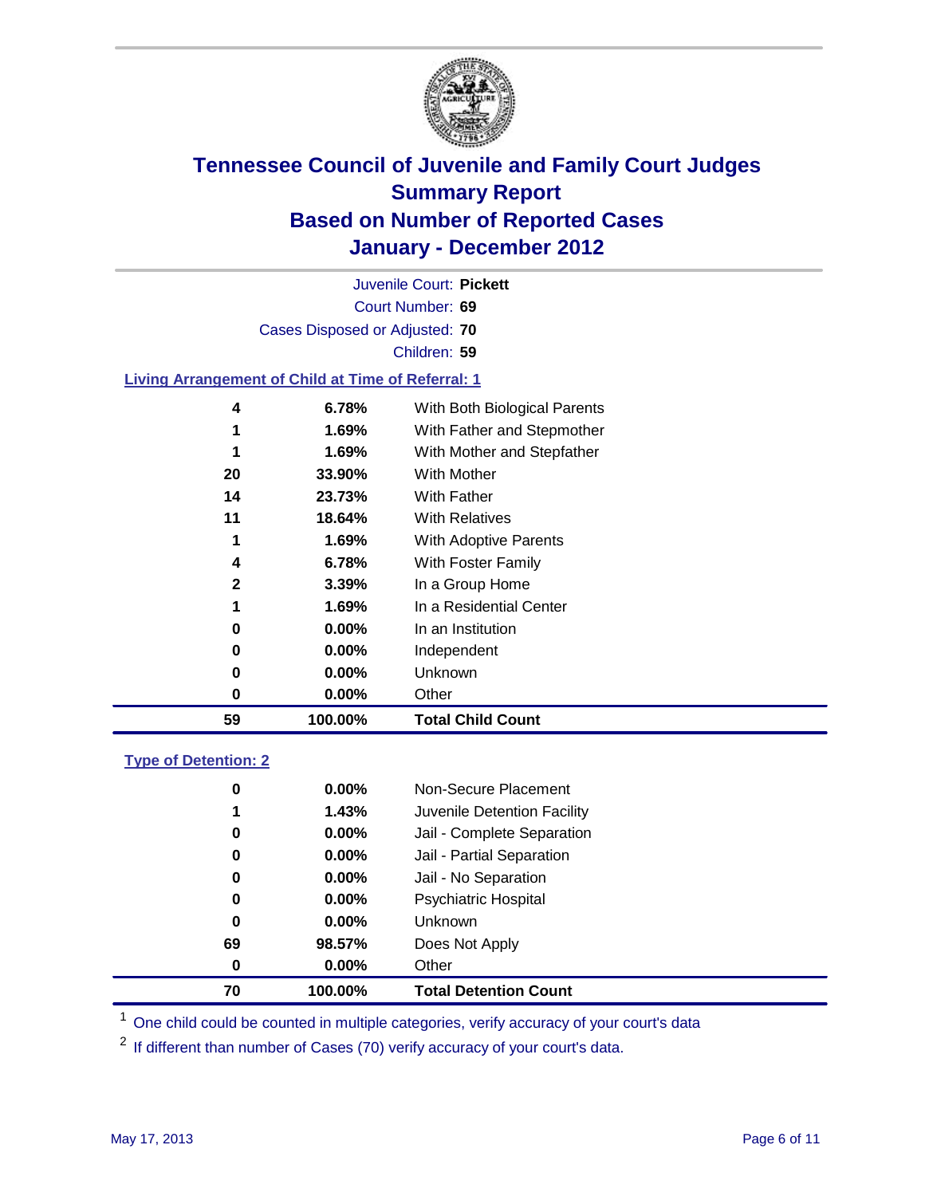# Tennessee Council of Juvenile and Family Court Judges
# Summary Report
# Based on Number of Reported Cases
# January - December 2012

Juvenile Court: **Pickett**

Court Number: **69**

Cases Disposed or Adjusted: **70**

Children: **59**

### Living Arrangement of Child at Time of Referral: 1

| | | |
|---|---|---|
| 4 | 6.78% | With Both Biological Parents |
| 1 | 1.69% | With Father and Stepmother |
| 1 | 1.69% | With Mother and Stepfather |
| 20 | 33.90% | With Mother |
| 14 | 23.73% | With Father |
| 11 | 18.64% | With Relatives |
| 1 | 1.69% | With Adoptive Parents |
| 4 | 6.78% | With Foster Family |
| 2 | 3.39% | In a Group Home |
| 1 | 1.69% | In a Residential Center |
| 0 | 0.00% | In an Institution |
| 0 | 0.00% | Independent |
| 0 | 0.00% | Unknown |
| 0 | 0.00% | Other |
| **59** | **100.00%** | **Total Child Count** |

### Type of Detention: 2

| | | |
|---|---|---|
| 0 | 0.00% | Non-Secure Placement |
| 1 | 1.43% | Juvenile Detention Facility |
| 0 | 0.00% | Jail - Complete Separation |
| 0 | 0.00% | Jail - Partial Separation |
| 0 | 0.00% | Jail - No Separation |
| 0 | 0.00% | Psychiatric Hospital |
| 0 | 0.00% | Unknown |
| 69 | 98.57% | Does Not Apply |
| 0 | 0.00% | Other |
| **70** | **100.00%** | **Total Detention Count** |

[1] One child could be counted in multiple categories, verify accuracy of your court's data

[2] If different than number of Cases (70) verify accuracy of your court's data.

May 17, 2013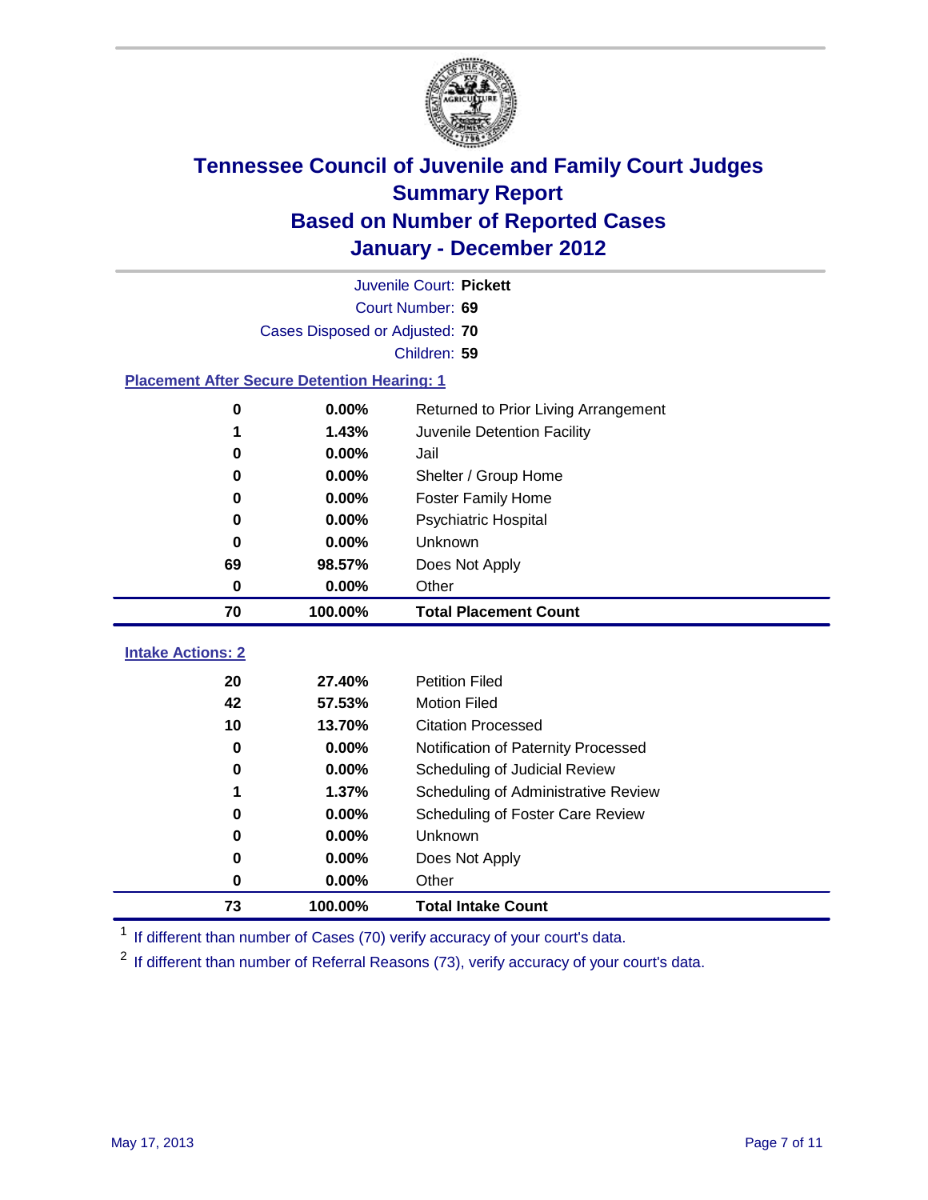# Tennessee Council of Juvenile and Family Court Judges
## Summary Report
## Based on Number of Reported Cases
## January - December 2012

Juvenile Court: **Pickett**
Court Number: **69**
Cases Disposed or Adjusted: **70**
Children: **59**

### Placement After Secure Detention Hearing: 1

| | | |
|---|---|---|
| 0 | 0.00% | Returned to Prior Living Arrangement |
| 1 | 1.43% | Juvenile Detention Facility |
| 0 | 0.00% | Jail |
| 0 | 0.00% | Shelter / Group Home |
| 0 | 0.00% | Foster Family Home |
| 0 | 0.00% | Psychiatric Hospital |
| 0 | 0.00% | Unknown |
| 69 | 98.57% | Does Not Apply |
| 0 | 0.00% | Other |
| **70** | **100.00%** | **Total Placement Count** |

### Intake Actions: 2

| | | |
|---|---|---|
| 20 | 27.40% | Petition Filed |
| 42 | 57.53% | Motion Filed |
| 10 | 13.70% | Citation Processed |
| 0 | 0.00% | Notification of Paternity Processed |
| 0 | 0.00% | Scheduling of Judicial Review |
| 1 | 1.37% | Scheduling of Administrative Review |
| 0 | 0.00% | Scheduling of Foster Care Review |
| 0 | 0.00% | Unknown |
| 0 | 0.00% | Does Not Apply |
| 0 | 0.00% | Other |
| **73** | **100.00%** | **Total Intake Count** |

[1] If different than number of Cases (70) verify accuracy of your court's data.

[2] If different than number of Referral Reasons (73), verify accuracy of your court's data.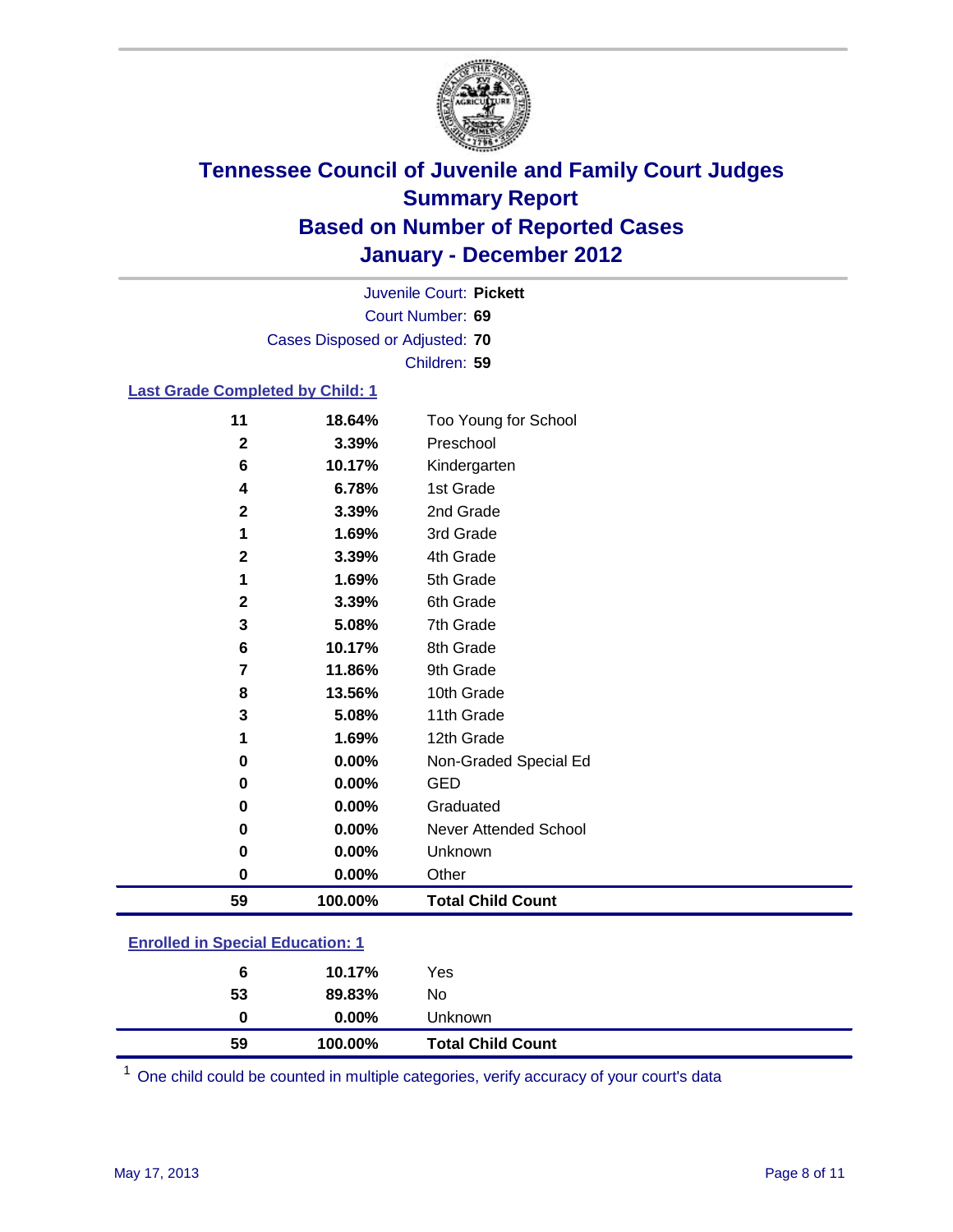# Tennessee Council of Juvenile and Family Court Judges
## Summary Report
## Based on Number of Reported Cases
## January - December 2012

Juvenile Court: **Pickett**
Court Number: **69**
Cases Disposed or Adjusted: **70**
Children: **59**

### Last Grade Completed by Child: 1

| Count | Percent | Category |
|---|---|---|
| 11 | 18.64% | Too Young for School |
| 2 | 3.39% | Preschool |
| 6 | 10.17% | Kindergarten |
| 4 | 6.78% | 1st Grade |
| 2 | 3.39% | 2nd Grade |
| 1 | 1.69% | 3rd Grade |
| 2 | 3.39% | 4th Grade |
| 1 | 1.69% | 5th Grade |
| 2 | 3.39% | 6th Grade |
| 3 | 5.08% | 7th Grade |
| 6 | 10.17% | 8th Grade |
| 7 | 11.86% | 9th Grade |
| 8 | 13.56% | 10th Grade |
| 3 | 5.08% | 11th Grade |
| 1 | 1.69% | 12th Grade |
| 0 | 0.00% | Non-Graded Special Ed |
| 0 | 0.00% | GED |
| 0 | 0.00% | Graduated |
| 0 | 0.00% | Never Attended School |
| 0 | 0.00% | Unknown |
| 0 | 0.00% | Other |
| **59** | **100.00%** | **Total Child Count** |

### Enrolled in Special Education: 1

| Count | Percent | Category |
|---|---|---|
| 6 | 10.17% | Yes |
| 53 | 89.83% | No |
| 0 | 0.00% | Unknown |
| **59** | **100.00%** | **Total Child Count** |

[1] One child could be counted in multiple categories, verify accuracy of your court's data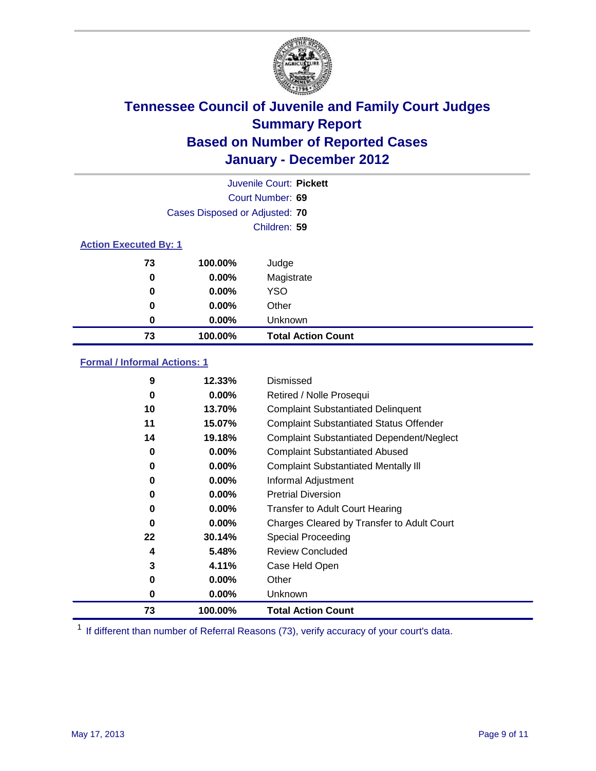# Tennessee Council of Juvenile and Family Court Judges
## Summary Report
## Based on Number of Reported Cases
## January - December 2012

Juvenile Court: **Pickett**

Court Number: **69**

Cases Disposed or Adjusted: **70**

Children: **59**

### Action Executed By: 1

| | | |
|---|---|---|
| **73** | **100.00%** | Judge |
| **0** | **0.00%** | Magistrate |
| **0** | **0.00%** | YSO |
| **0** | **0.00%** | Other |
| **0** | **0.00%** | Unknown |
| **73** | **100.00%** | **Total Action Count** |

### Formal / Informal Actions: 1

| | | |
|---|---|---|
| **9** | **12.33%** | Dismissed |
| **0** | **0.00%** | Retired / Nolle Prosequi |
| **10** | **13.70%** | Complaint Substantiated Delinquent |
| **11** | **15.07%** | Complaint Substantiated Status Offender |
| **14** | **19.18%** | Complaint Substantiated Dependent/Neglect |
| **0** | **0.00%** | Complaint Substantiated Abused |
| **0** | **0.00%** | Complaint Substantiated Mentally Ill |
| **0** | **0.00%** | Informal Adjustment |
| **0** | **0.00%** | Pretrial Diversion |
| **0** | **0.00%** | Transfer to Adult Court Hearing |
| **0** | **0.00%** | Charges Cleared by Transfer to Adult Court |
| **22** | **30.14%** | Special Proceeding |
| **4** | **5.48%** | Review Concluded |
| **3** | **4.11%** | Case Held Open |
| **0** | **0.00%** | Other |
| **0** | **0.00%** | Unknown |
| **73** | **100.00%** | **Total Action Count** |

[1] If different than number of Referral Reasons (73), verify accuracy of your court's data.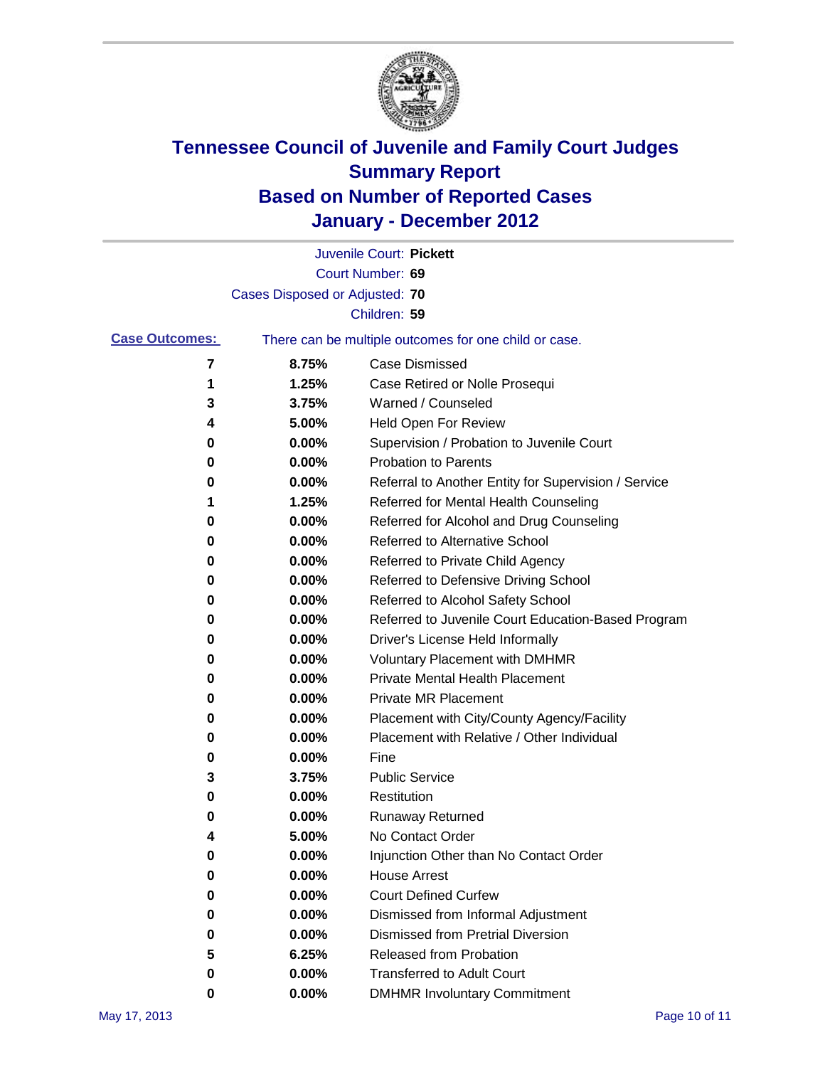# Tennessee Council of Juvenile and Family Court Judges
## Summary Report
## Based on Number of Reported Cases
## January - December 2012

Juvenile Court: **Pickett**
Court Number: **69**
Cases Disposed or Adjusted: **70**
Children: **59**

**Case Outcomes:** There can be multiple outcomes for one child or case.

| Count | Percent | Outcome |
|---|---|---|
| 7 | 8.75% | Case Dismissed |
| 1 | 1.25% | Case Retired or Nolle Prosequi |
| 3 | 3.75% | Warned / Counseled |
| 4 | 5.00% | Held Open For Review |
| 0 | 0.00% | Supervision / Probation to Juvenile Court |
| 0 | 0.00% | Probation to Parents |
| 0 | 0.00% | Referral to Another Entity for Supervision / Service |
| 1 | 1.25% | Referred for Mental Health Counseling |
| 0 | 0.00% | Referred for Alcohol and Drug Counseling |
| 0 | 0.00% | Referred to Alternative School |
| 0 | 0.00% | Referred to Private Child Agency |
| 0 | 0.00% | Referred to Defensive Driving School |
| 0 | 0.00% | Referred to Alcohol Safety School |
| 0 | 0.00% | Referred to Juvenile Court Education-Based Program |
| 0 | 0.00% | Driver's License Held Informally |
| 0 | 0.00% | Voluntary Placement with DMHMR |
| 0 | 0.00% | Private Mental Health Placement |
| 0 | 0.00% | Private MR Placement |
| 0 | 0.00% | Placement with City/County Agency/Facility |
| 0 | 0.00% | Placement with Relative / Other Individual |
| 0 | 0.00% | Fine |
| 3 | 3.75% | Public Service |
| 0 | 0.00% | Restitution |
| 0 | 0.00% | Runaway Returned |
| 4 | 5.00% | No Contact Order |
| 0 | 0.00% | Injunction Other than No Contact Order |
| 0 | 0.00% | House Arrest |
| 0 | 0.00% | Court Defined Curfew |
| 0 | 0.00% | Dismissed from Informal Adjustment |
| 0 | 0.00% | Dismissed from Pretrial Diversion |
| 5 | 6.25% | Released from Probation |
| 0 | 0.00% | Transferred to Adult Court |
| 0 | 0.00% | DMHMR Involuntary Commitment |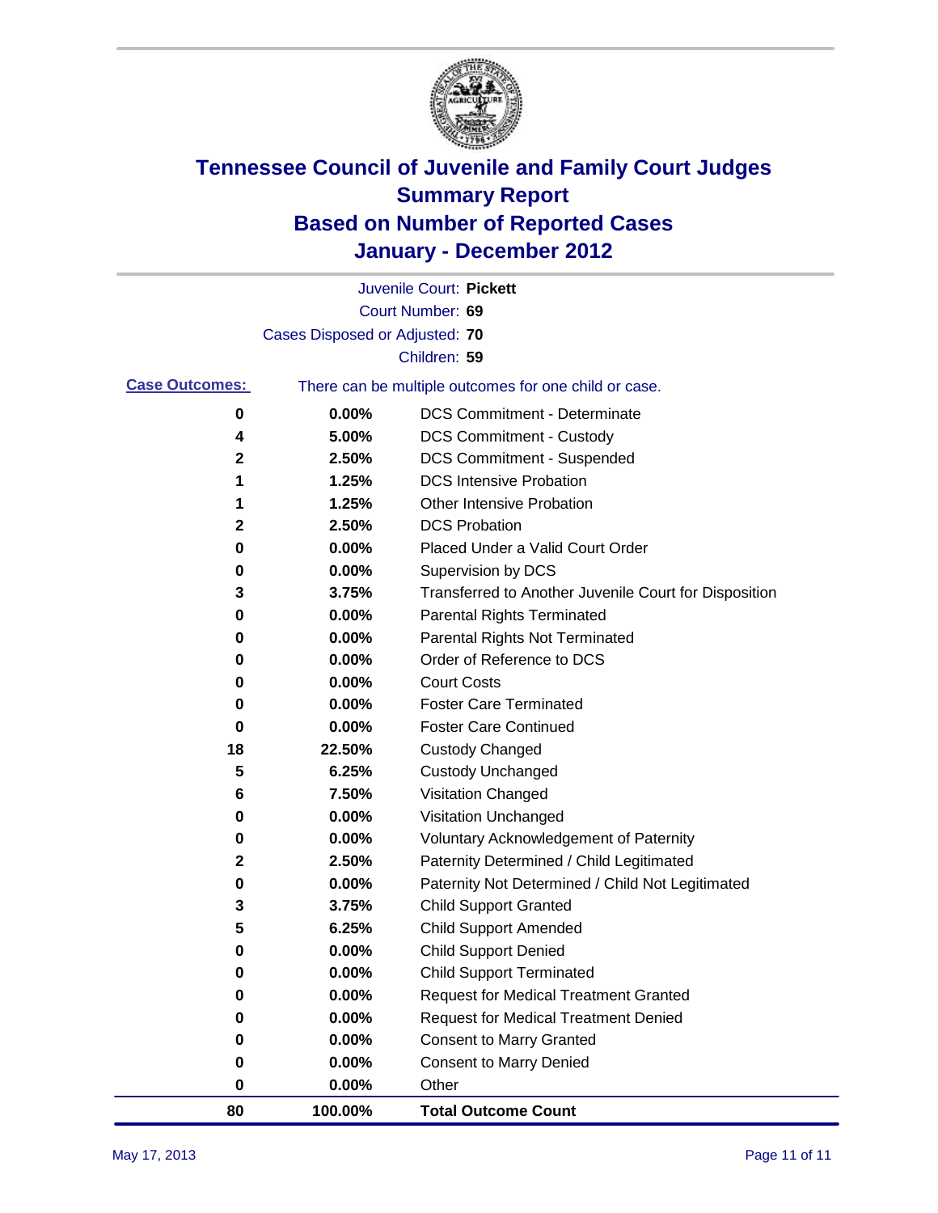# Tennessee Council of Juvenile and Family Court Judges
## Summary Report
## Based on Number of Reported Cases
## January - December 2012

Juvenile Court: **Pickett**

Court Number: **69**

Cases Disposed or Adjusted: **70**

Children: **59**

**Case Outcomes:** There can be multiple outcomes for one child or case.

| | | |
|---|---|---|
| 0 | 0.00% | DCS Commitment - Determinate |
| 4 | 5.00% | DCS Commitment - Custody |
| 2 | 2.50% | DCS Commitment - Suspended |
| 1 | 1.25% | DCS Intensive Probation |
| 1 | 1.25% | Other Intensive Probation |
| 2 | 2.50% | DCS Probation |
| 0 | 0.00% | Placed Under a Valid Court Order |
| 0 | 0.00% | Supervision by DCS |
| 3 | 3.75% | Transferred to Another Juvenile Court for Disposition |
| 0 | 0.00% | Parental Rights Terminated |
| 0 | 0.00% | Parental Rights Not Terminated |
| 0 | 0.00% | Order of Reference to DCS |
| 0 | 0.00% | Court Costs |
| 0 | 0.00% | Foster Care Terminated |
| 0 | 0.00% | Foster Care Continued |
| 18 | 22.50% | Custody Changed |
| 5 | 6.25% | Custody Unchanged |
| 6 | 7.50% | Visitation Changed |
| 0 | 0.00% | Visitation Unchanged |
| 0 | 0.00% | Voluntary Acknowledgement of Paternity |
| 2 | 2.50% | Paternity Determined / Child Legitimated |
| 0 | 0.00% | Paternity Not Determined / Child Not Legitimated |
| 3 | 3.75% | Child Support Granted |
| 5 | 6.25% | Child Support Amended |
| 0 | 0.00% | Child Support Denied |
| 0 | 0.00% | Child Support Terminated |
| 0 | 0.00% | Request for Medical Treatment Granted |
| 0 | 0.00% | Request for Medical Treatment Denied |
| 0 | 0.00% | Consent to Marry Granted |
| 0 | 0.00% | Consent to Marry Denied |
| 0 | 0.00% | Other |
| **80** | **100.00%** | **Total Outcome Count** |